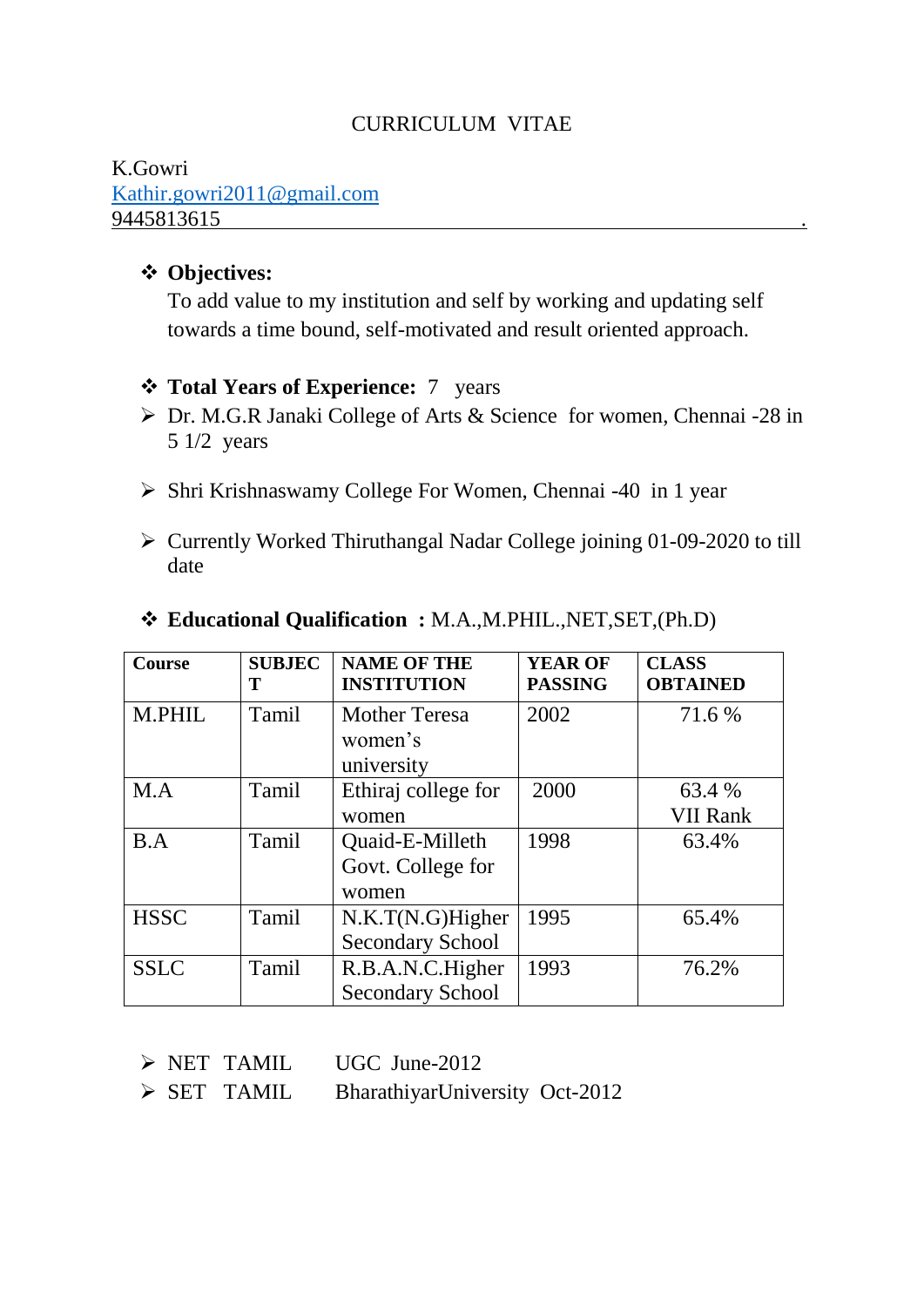# CURRICULUM VITAE

K.Gowri
Kathir.gowri2011@gmail.com
9445813615

- **Objectives:**

  To add value to my institution and self by working and updating self towards a time bound, self-motivated and result oriented approach.

- **Total Years of Experience:** 7 years

  - Dr. M.G.R Janaki College of Arts & Science for women, Chennai -28 in 5 1/2 years
  - Shri Krishnaswamy College For Women, Chennai -40 in 1 year
  - Currently Worked Thiruthangal Nadar College joining 01-09-2020 to till date

- **Educational Qualification :** M.A.,M.PHIL.,NET,SET,(Ph.D)

| Course | SUBJECT | NAME OF THE INSTITUTION | YEAR OF PASSING | CLASS OBTAINED |
|---|---|---|---|---|
| M.PHIL | Tamil | Mother Teresa women's university | 2002 | 71.6 % |
| M.A | Tamil | Ethiraj college for women | 2000 | 63.4 % VII Rank |
| B.A | Tamil | Quaid-E-Milleth Govt. College for women | 1998 | 63.4% |
| HSSC | Tamil | N.K.T(N.G)Higher Secondary School | 1995 | 65.4% |
| SSLC | Tamil | R.B.A.N.C.Higher Secondary School | 1993 | 76.2% |

- NET TAMIL UGC June-2012
- SET TAMIL BharathiyarUniversity Oct-2012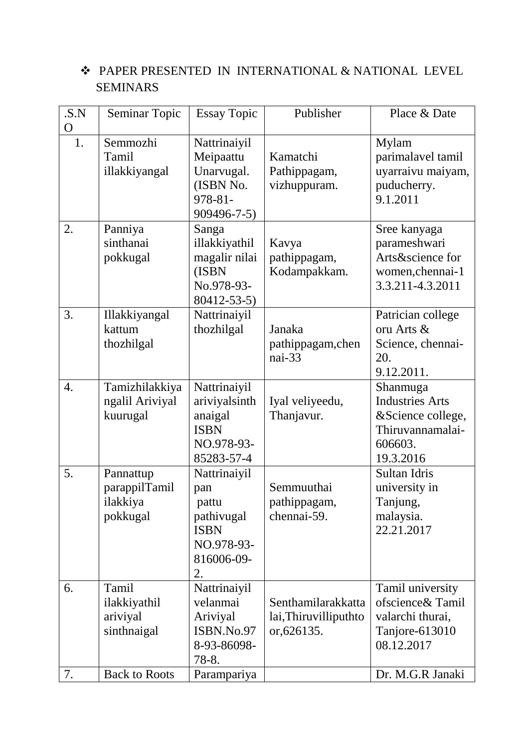- PAPER PRESENTED IN INTERNATIONAL & NATIONAL LEVEL SEMINARS

| .S.NO | Seminar Topic | Essay Topic | Publisher | Place & Date |
|---|---|---|---|---|
| 1. | Semmozhi Tamil illakkiyangal | Nattrinaiyil Meipaattu Unarvugal. (ISBN No. 978-81-909496-7-5) | Kamatchi Pathippagam, vizhuppuram. | Mylam parimalavel tamil uyarraivu maiyam, puducherry. 9.1.2011 |
| 2. | Panniya sinthanai pokkugal | Sanga illakkiyathil magalir nilai (ISBN No.978-93-80412-53-5) | Kavya pathippagam, Kodampakkam. | Sree kanyaga parameshwari Arts&science for women,chennai-1 3.3.211-4.3.2011 |
| 3. | Illakkiyangal kattum thozhilgal | Nattrinaiyil thozhilgal | Janaka pathippagam,chennai-33 | Patrician college oru Arts & Science, chennai-20. 9.12.2011. |
| 4. | Tamizhilakkiyangalil Ariviyal kuurugal | Nattrinaiyil ariviyalsinthanaigal ISBN NO.978-93-85283-57-4 | Iyal veliyeedu, Thanjavur. | Shanmuga Industries Arts &Science college, Thiruvannamalai-606603. 19.3.2016 |
| 5. | Pannattup parappilTamil ilakkiya pokkugal | Nattrinaiyil pan pattu pathivugal ISBN NO.978-93-816006-09-2. | Semmuuthai pathippagam, chennai-59. | Sultan Idris university in Tanjung, malaysia. 22.21.2017 |
| 6. | Tamil ilakkiyathil ariviyal sinthnaigal | Nattrinaiyil velanmai Ariviyal ISBN.No.978-93-86098-78-8. | Senthamilarakkattalai,Thiruvilliputhtoor,626135. | Tamil university ofscience& Tamil valarchi thurai, Tanjore-613010 08.12.2017 |
| 7. | Back to Roots | Parampariya | | Dr. M.G.R Janaki |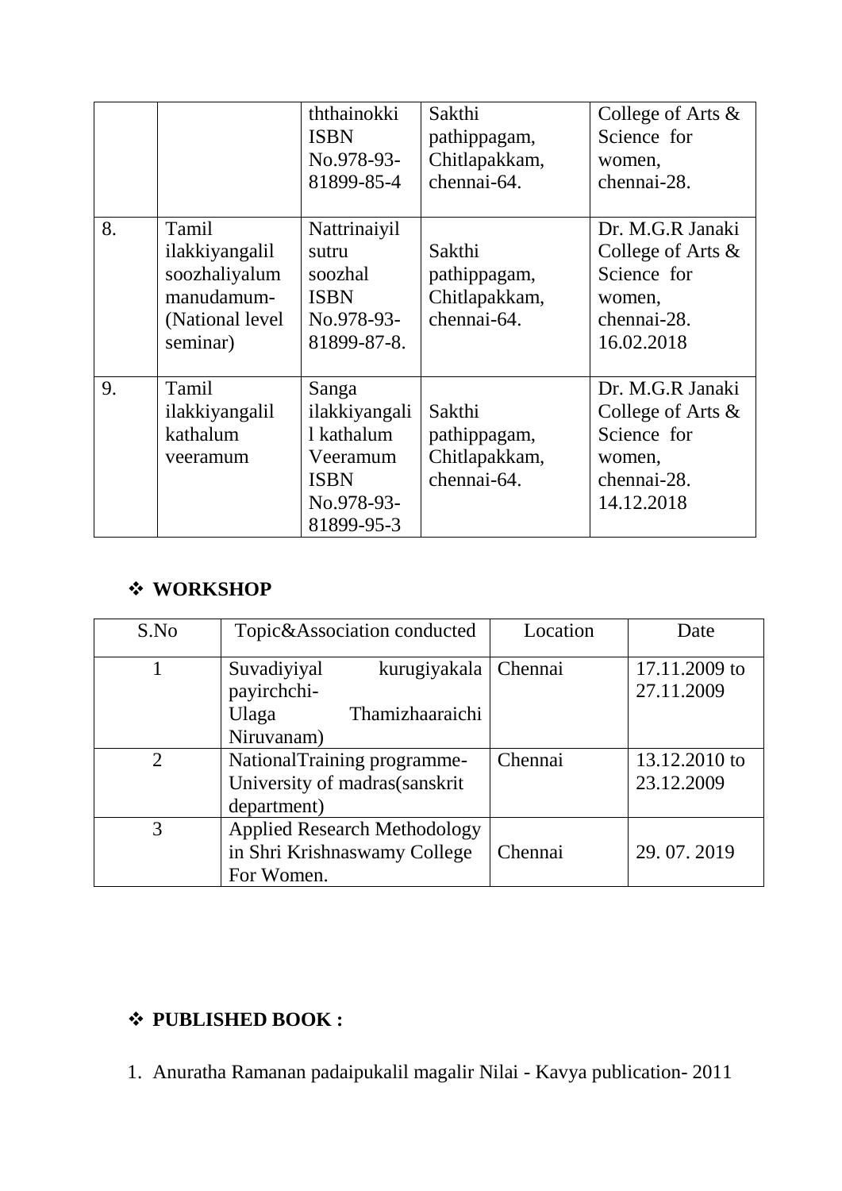|  |  | ththainokki ISBN No.978-93-81899-85-4 | Sakthi pathippagam, Chitlapakkam, chennai-64. | College of Arts & Science for women, chennai-28. |
|---|---|---|---|---|
| 8. | Tamil ilakkiyangalil soozhaliyalum manudamum- (National level seminar) | Nattrinaiyil sutru soozhal ISBN No.978-93-81899-87-8. | Sakthi pathippagam, Chitlapakkam, chennai-64. | Dr. M.G.R Janaki College of Arts & Science for women, chennai-28. 16.02.2018 |
| 9. | Tamil ilakkiyangalil kathalum veeramum | Sanga ilakkiyangalil kathalum Veeramum ISBN No.978-93-81899-95-3 | Sakthi pathippagam, Chitlapakkam, chennai-64. | Dr. M.G.R Janaki College of Arts & Science for women, chennai-28. 14.12.2018 |

## ❖ WORKSHOP

| S.No | Topic&Association conducted | Location | Date |
|---|---|---|---|
| 1 | Suvadiyiyal kurugiyakala payirchchi- Ulaga Thamizhaaraichi Niruvanam) | Chennai | 17.11.2009 to 27.11.2009 |
| 2 | NationalTraining programme- University of madras(sanskrit department) | Chennai | 13.12.2010 to 23.12.2009 |
| 3 | Applied Research Methodology in Shri Krishnaswamy College For Women. | Chennai | 29. 07. 2019 |

## ❖ PUBLISHED BOOK :

1. Anuratha Ramanan padaipukalil magalir Nilai - Kavya publication- 2011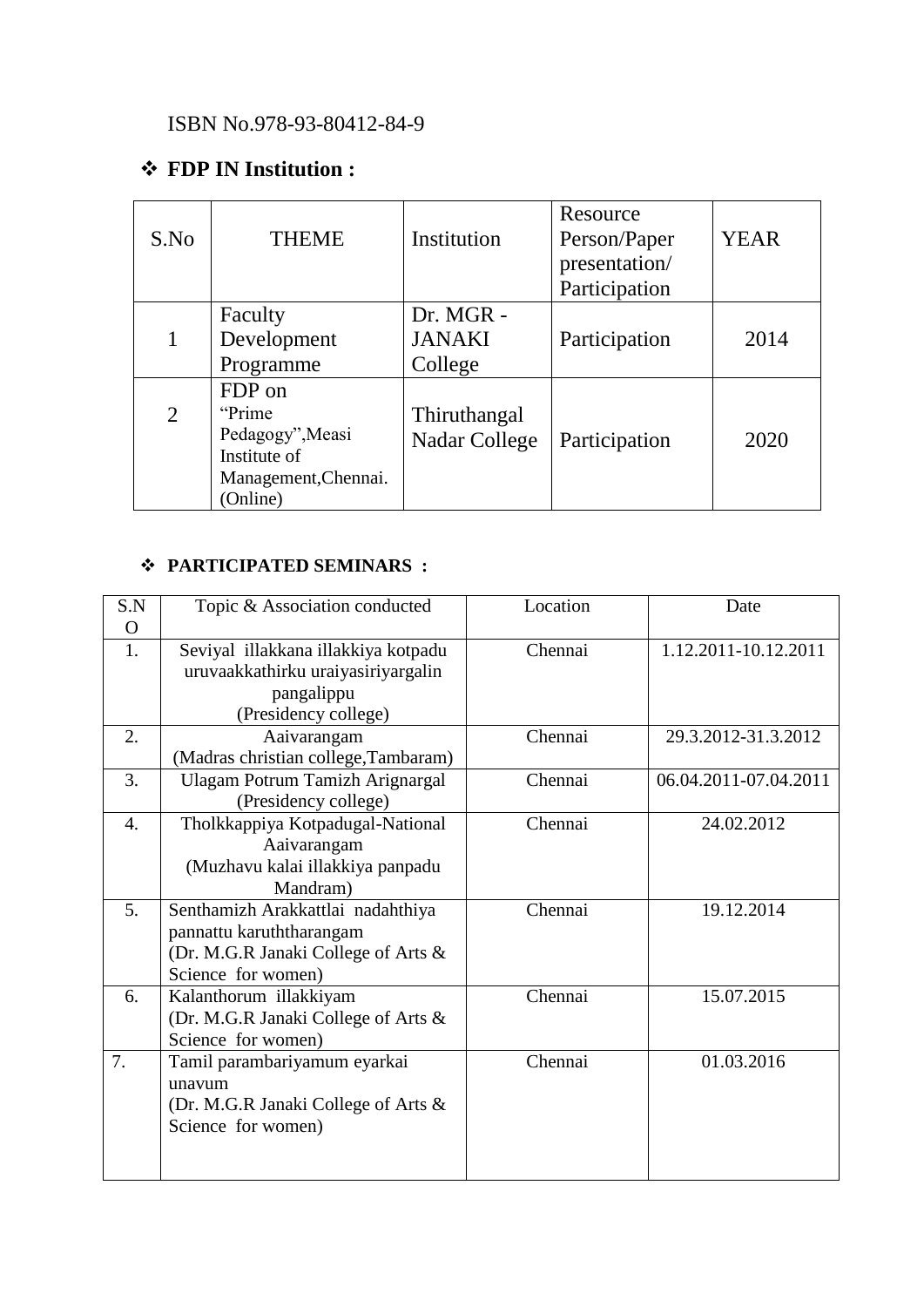ISBN No.978-93-80412-84-9

❖ **FDP IN Institution :**

| S.No | THEME | Institution | Resource Person/Paper presentation/ Participation | YEAR |
|---|---|---|---|---|
| 1 | Faculty Development Programme | Dr. MGR - JANAKI College | Participation | 2014 |
| 2 | FDP on "Prime Pedagogy",Measi Institute of Management,Chennai. (Online) | Thiruthangal Nadar College | Participation | 2020 |

❖ **PARTICIPATED SEMINARS :**

| S.NO | Topic & Association conducted | Location | Date |
|---|---|---|---|
| 1. | Seviyal illakkana illakkiya kotpadu uruvaakkathirku uraiyasiriyargalin pangalippu (Presidency college) | Chennai | 1.12.2011-10.12.2011 |
| 2. | Aaivarangam (Madras christian college,Tambaram) | Chennai | 29.3.2012-31.3.2012 |
| 3. | Ulagam Potrum Tamizh Arignargal (Presidency college) | Chennai | 06.04.2011-07.04.2011 |
| 4. | Tholkkappiya Kotpadugal-National Aaivarangam (Muzhavu kalai illakkiya panpadu Mandram) | Chennai | 24.02.2012 |
| 5. | Senthamizh Arakkattlai nadahthiya pannattu karuththarangam (Dr. M.G.R Janaki College of Arts & Science for women) | Chennai | 19.12.2014 |
| 6. | Kalanthorum illakkiyam (Dr. M.G.R Janaki College of Arts & Science for women) | Chennai | 15.07.2015 |
| 7. | Tamil parambariyamum eyarkai unavum (Dr. M.G.R Janaki College of Arts & Science for women) | Chennai | 01.03.2016 |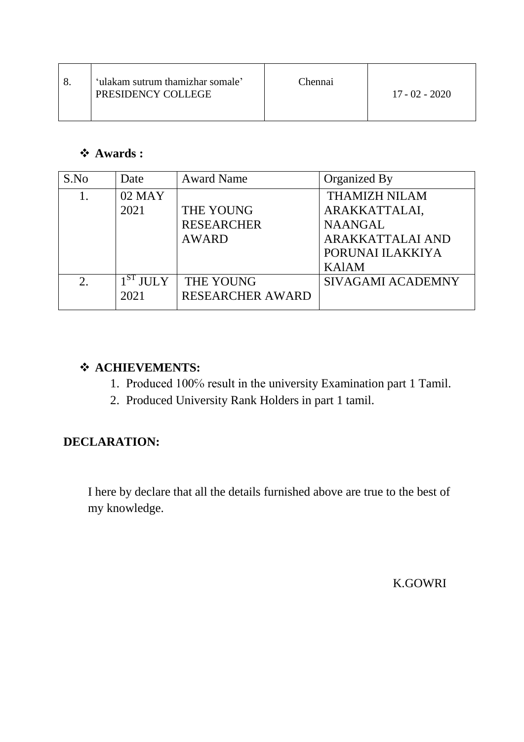| | | | |
|---|---|---|---|
| 8. | 'ulakam sutrum thamizhar somale' PRESIDENCY COLLEGE | Chennai | 17 - 02 - 2020 |

❖ **Awards :**

| S.No | Date | Award Name | Organized By |
|---|---|---|---|
| 1. | 02 MAY 2021 | THE YOUNG RESEARCHER AWARD | THAMIZH NILAM ARAKKATTALAI, NAANGAL ARAKKATTALAI AND PORUNAI ILAKKIYA KAlAM |
| 2. | 1ST JULY 2021 | THE YOUNG RESEARCHER AWARD | SIVAGAMI ACADEMNY |

❖ **ACHIEVEMENTS:**

1. Produced 100% result in the university Examination part 1 Tamil.
2. Produced University Rank Holders in part 1 tamil.

**DECLARATION:**

I here by declare that all the details furnished above are true to the best of my knowledge.

K.GOWRI